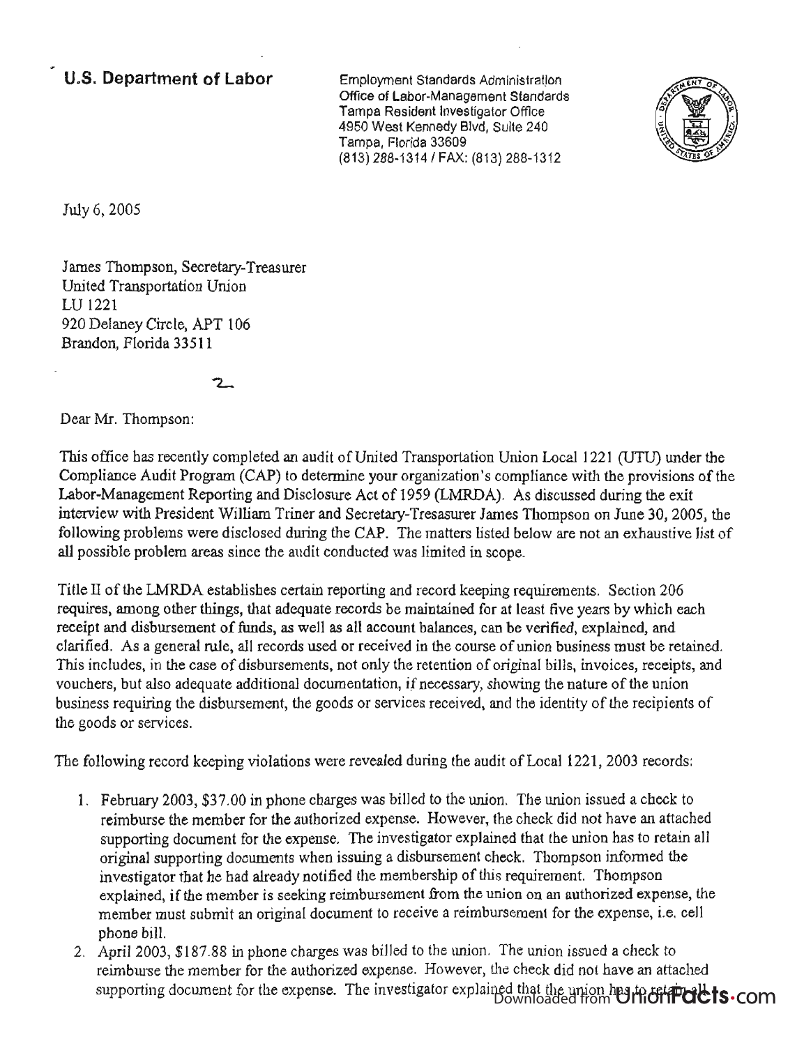**U.S. Department of Labor**

Employment Standards Administration
Office of Labor-Management Standards
Tampa Resident Investigator Office
4950 West Kennedy Blvd, Suite 240
Tampa, Florida 33609
(813) 288-1314 / FAX: (813) 288-1312

July 6, 2005

James Thompson, Secretary-Treasurer
United Transportation Union
LU 1221
920 Delaney Circle, APT 106
Brandon, Florida 33511

Dear Mr. Thompson:

This office has recently completed an audit of United Transportation Union Local 1221 (UTU) under the Compliance Audit Program (CAP) to determine your organization's compliance with the provisions of the Labor-Management Reporting and Disclosure Act of 1959 (LMRDA). As discussed during the exit interview with President William Triner and Secretary-Treasurer James Thompson on June 30, 2005, the following problems were disclosed during the CAP. The matters listed below are not an exhaustive list of all possible problem areas since the audit conducted was limited in scope.

Title II of the LMRDA establishes certain reporting and record keeping requirements. Section 206 requires, among other things, that adequate records be maintained for at least five years by which each receipt and disbursement of funds, as well as all account balances, can be verified, explained, and clarified. As a general rule, all records used or received in the course of union business must be retained. This includes, in the case of disbursements, not only the retention of original bills, invoices, receipts, and vouchers, but also adequate additional documentation, if necessary, showing the nature of the union business requiring the disbursement, the goods or services received, and the identity of the recipients of the goods or services.

The following record keeping violations were revealed during the audit of Local 1221, 2003 records:

1. February 2003, $37.00 in phone charges was billed to the union. The union issued a check to reimburse the member for the authorized expense. However, the check did not have an attached supporting document for the expense. The investigator explained that the union has to retain all original supporting documents when issuing a disbursement check. Thompson informed the investigator that he had already notified the membership of this requirement. Thompson explained, if the member is seeking reimbursement from the union on an authorized expense, the member must submit an original document to receive a reimbursement for the expense, i.e. cell phone bill.
2. April 2003, $187.88 in phone charges was billed to the union. The union issued a check to reimburse the member for the authorized expense. However, the check did not have an attached supporting document for the expense. The investigator explained that the union has to retain all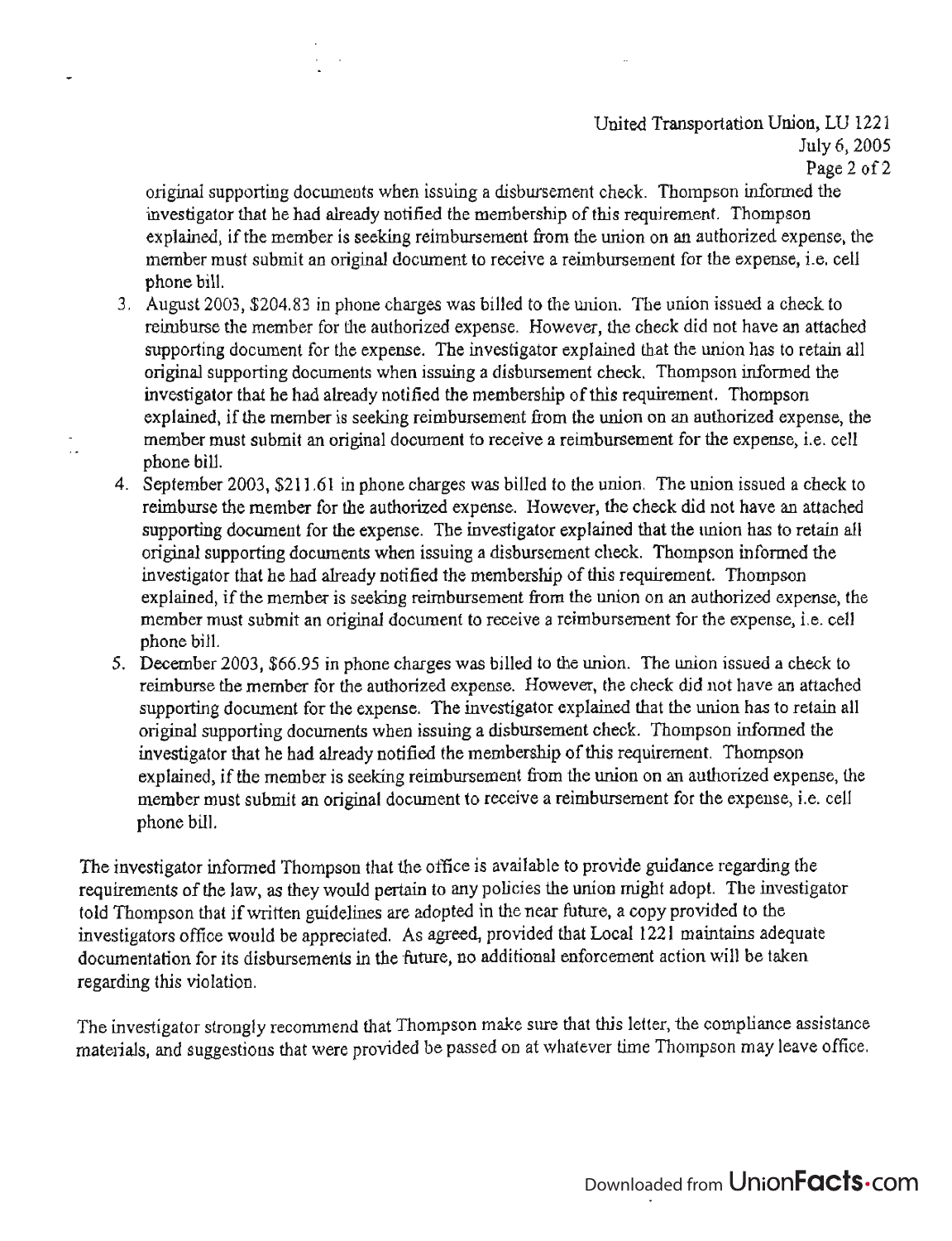original supporting documents when issuing a disbursement check. Thompson informed the investigator that he had already notified the membership of this requirement. Thompson explained, if the member is seeking reimbursement from the union on an authorized expense, the member must submit an original document to receive a reimbursement for the expense, i.e. cell phone bill.

3. August 2003, $204.83 in phone charges was billed to the union. The union issued a check to reimburse the member for the authorized expense. However, the check did not have an attached supporting document for the expense. The investigator explained that the union has to retain all original supporting documents when issuing a disbursement check. Thompson informed the investigator that he had already notified the membership of this requirement. Thompson explained, if the member is seeking reimbursement from the union on an authorized expense, the member must submit an original document to receive a reimbursement for the expense, i.e. cell phone bill.
4. September 2003, $211.61 in phone charges was billed to the union. The union issued a check to reimburse the member for the authorized expense. However, the check did not have an attached supporting document for the expense. The investigator explained that the union has to retain all original supporting documents when issuing a disbursement check. Thompson informed the investigator that he had already notified the membership of this requirement. Thompson explained, if the member is seeking reimbursement from the union on an authorized expense, the member must submit an original document to receive a reimbursement for the expense, i.e. cell phone bill.
5. December 2003, $66.95 in phone charges was billed to the union. The union issued a check to reimburse the member for the authorized expense. However, the check did not have an attached supporting document for the expense. The investigator explained that the union has to retain all original supporting documents when issuing a disbursement check. Thompson informed the investigator that he had already notified the membership of this requirement. Thompson explained, if the member is seeking reimbursement from the union on an authorized expense, the member must submit an original document to receive a reimbursement for the expense, i.e. cell phone bill.

The investigator informed Thompson that the office is available to provide guidance regarding the requirements of the law, as they would pertain to any policies the union might adopt. The investigator told Thompson that if written guidelines are adopted in the near future, a copy provided to the investigators office would be appreciated. As agreed, provided that Local 1221 maintains adequate documentation for its disbursements in the future, no additional enforcement action will be taken regarding this violation.

The investigator strongly recommend that Thompson make sure that this letter, the compliance assistance materials, and suggestions that were provided be passed on at whatever time Thompson may leave office.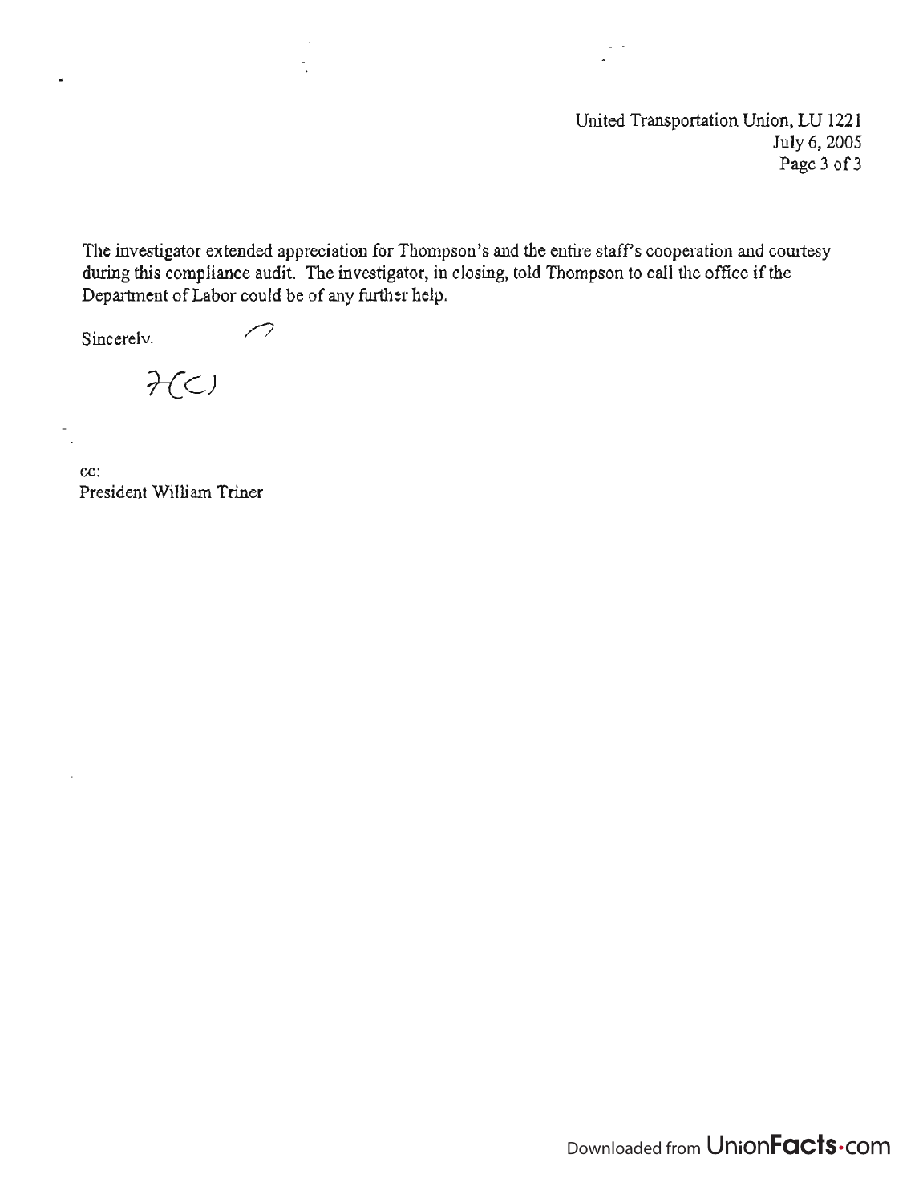The investigator extended appreciation for Thompson's and the entire staff's cooperation and courtesy during this compliance audit. The investigator, in closing, told Thompson to call the office if the Department of Labor could be of any further help.

Sincerelv.

7(C)

cc:
President William Triner